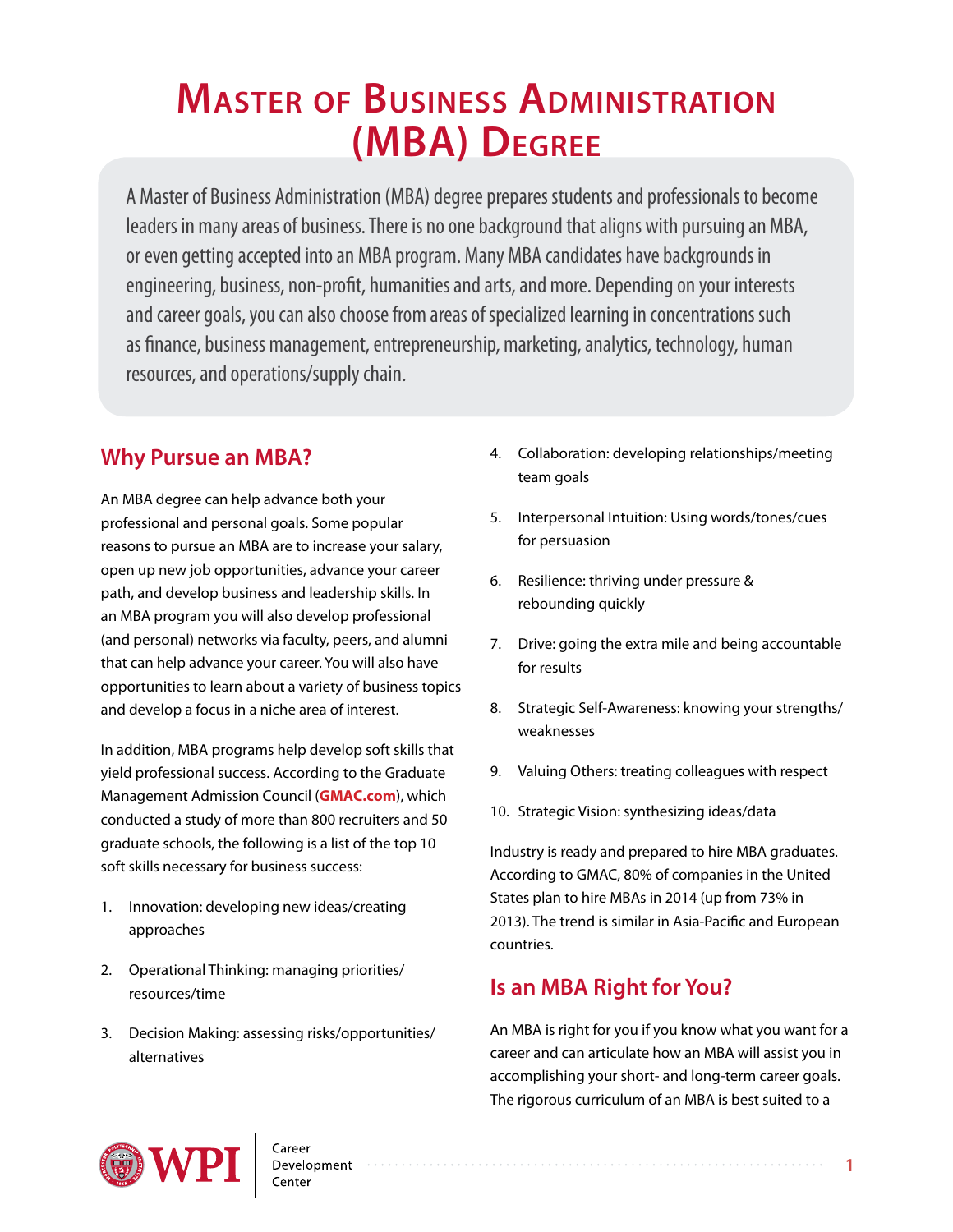# Master of Business Administration (MBA) Degree

A Master of Business Administration (MBA) degree prepares students and professionals to become leaders in many areas of business. There is no one background that aligns with pursuing an MBA, or even getting accepted into an MBA program. Many MBA candidates have backgrounds in engineering, business, non-profit, humanities and arts, and more. Depending on your interests and career goals, you can also choose from areas of specialized learning in concentrations such as finance, business management, entrepreneurship, marketing, analytics, technology, human resources, and operations/supply chain.

## Why Pursue an MBA?

An MBA degree can help advance both your professional and personal goals. Some popular reasons to pursue an MBA are to increase your salary, open up new job opportunities, advance your career path, and develop business and leadership skills. In an MBA program you will also develop professional (and personal) networks via faculty, peers, and alumni that can help advance your career. You will also have opportunities to learn about a variety of business topics and develop a focus in a niche area of interest.

In addition, MBA programs help develop soft skills that yield professional success. According to the Graduate Management Admission Council (**GMAC.com**), which conducted a study of more than 800 recruiters and 50 graduate schools, the following is a list of the top 10 soft skills necessary for business success:

1. Innovation: developing new ideas/creating approaches
2. Operational Thinking: managing priorities/resources/time
3. Decision Making: assessing risks/opportunities/alternatives
4. Collaboration: developing relationships/meeting team goals
5. Interpersonal Intuition: Using words/tones/cues for persuasion
6. Resilience: thriving under pressure & rebounding quickly
7. Drive: going the extra mile and being accountable for results
8. Strategic Self-Awareness: knowing your strengths/weaknesses
9. Valuing Others: treating colleagues with respect
10. Strategic Vision: synthesizing ideas/data

Industry is ready and prepared to hire MBA graduates. According to GMAC, 80% of companies in the United States plan to hire MBAs in 2014 (up from 73% in 2013). The trend is similar in Asia-Pacific and European countries.

## Is an MBA Right for You?

An MBA is right for you if you know what you want for a career and can articulate how an MBA will assist you in accomplishing your short- and long-term career goals. The rigorous curriculum of an MBA is best suited to a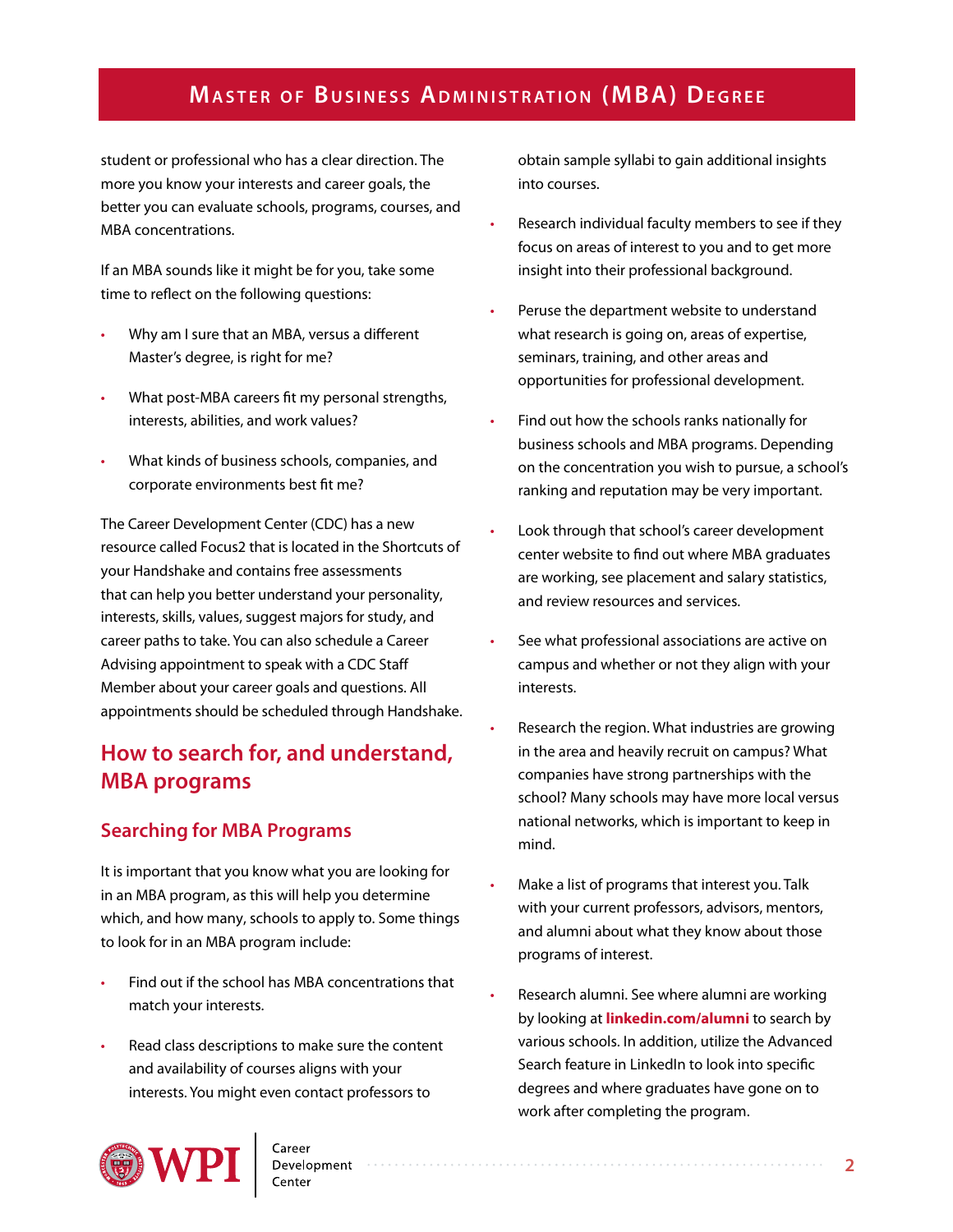student or professional who has a clear direction. The more you know your interests and career goals, the better you can evaluate schools, programs, courses, and MBA concentrations.

If an MBA sounds like it might be for you, take some time to reflect on the following questions:

- Why am I sure that an MBA, versus a different Master's degree, is right for me?
- What post-MBA careers fit my personal strengths, interests, abilities, and work values?
- What kinds of business schools, companies, and corporate environments best fit me?

The Career Development Center (CDC) has a new resource called Focus2 that is located in the Shortcuts of your Handshake and contains free assessments that can help you better understand your personality, interests, skills, values, suggest majors for study, and career paths to take. You can also schedule a Career Advising appointment to speak with a CDC Staff Member about your career goals and questions. All appointments should be scheduled through Handshake.

## How to search for, and understand, MBA programs

### Searching for MBA Programs

It is important that you know what you are looking for in an MBA program, as this will help you determine which, and how many, schools to apply to. Some things to look for in an MBA program include:

- Find out if the school has MBA concentrations that match your interests.
- Read class descriptions to make sure the content and availability of courses aligns with your interests. You might even contact professors to obtain sample syllabi to gain additional insights into courses.
- Research individual faculty members to see if they focus on areas of interest to you and to get more insight into their professional background.
- Peruse the department website to understand what research is going on, areas of expertise, seminars, training, and other areas and opportunities for professional development.
- Find out how the schools ranks nationally for business schools and MBA programs. Depending on the concentration you wish to pursue, a school's ranking and reputation may be very important.
- Look through that school's career development center website to find out where MBA graduates are working, see placement and salary statistics, and review resources and services.
- See what professional associations are active on campus and whether or not they align with your interests.
- Research the region. What industries are growing in the area and heavily recruit on campus? What companies have strong partnerships with the school? Many schools may have more local versus national networks, which is important to keep in mind.
- Make a list of programs that interest you. Talk with your current professors, advisors, mentors, and alumni about what they know about those programs of interest.
- Research alumni. See where alumni are working by looking at **linkedin.com/alumni** to search by various schools. In addition, utilize the Advanced Search feature in LinkedIn to look into specific degrees and where graduates have gone on to work after completing the program.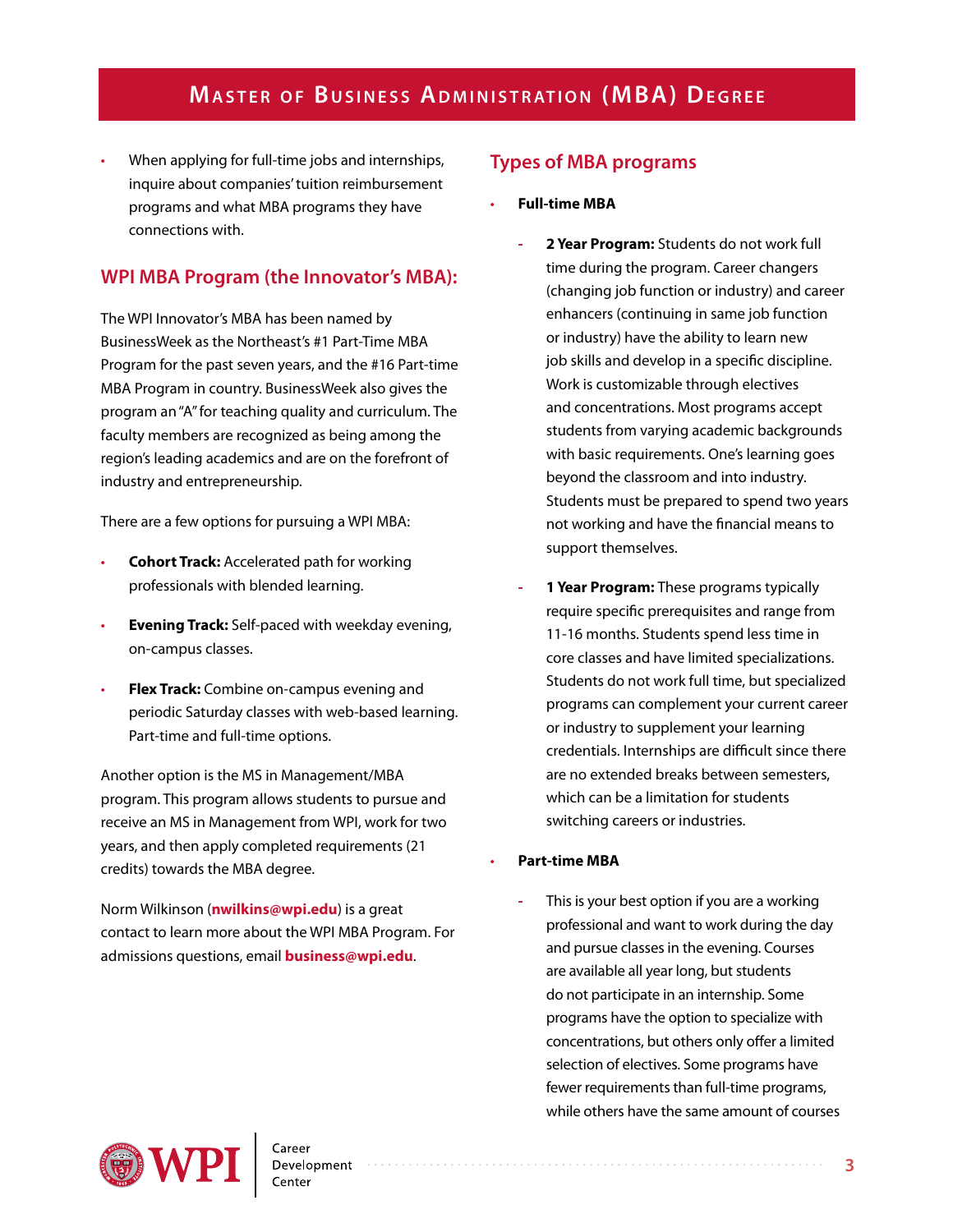- When applying for full-time jobs and internships, inquire about companies' tuition reimbursement programs and what MBA programs they have connections with.

## WPI MBA Program (the Innovator's MBA):

The WPI Innovator's MBA has been named by BusinessWeek as the Northeast's #1 Part-Time MBA Program for the past seven years, and the #16 Part-time MBA Program in country. BusinessWeek also gives the program an "A" for teaching quality and curriculum. The faculty members are recognized as being among the region's leading academics and are on the forefront of industry and entrepreneurship.

There are a few options for pursuing a WPI MBA:

- **Cohort Track:** Accelerated path for working professionals with blended learning.
- **Evening Track:** Self-paced with weekday evening, on-campus classes.
- **Flex Track:** Combine on-campus evening and periodic Saturday classes with web-based learning. Part-time and full-time options.

Another option is the MS in Management/MBA program. This program allows students to pursue and receive an MS in Management from WPI, work for two years, and then apply completed requirements (21 credits) towards the MBA degree.

Norm Wilkinson (**nwilkins@wpi.edu**) is a great contact to learn more about the WPI MBA Program. For admissions questions, email **business@wpi.edu**.

## Types of MBA programs

- **Full-time MBA**
  - **2 Year Program:** Students do not work full time during the program. Career changers (changing job function or industry) and career enhancers (continuing in same job function or industry) have the ability to learn new job skills and develop in a specific discipline. Work is customizable through electives and concentrations. Most programs accept students from varying academic backgrounds with basic requirements. One's learning goes beyond the classroom and into industry. Students must be prepared to spend two years not working and have the financial means to support themselves.
  - **1 Year Program:** These programs typically require specific prerequisites and range from 11-16 months. Students spend less time in core classes and have limited specializations. Students do not work full time, but specialized programs can complement your current career or industry to supplement your learning credentials. Internships are difficult since there are no extended breaks between semesters, which can be a limitation for students switching careers or industries.
- **Part-time MBA**
  - This is your best option if you are a working professional and want to work during the day and pursue classes in the evening. Courses are available all year long, but students do not participate in an internship. Some programs have the option to specialize with concentrations, but others only offer a limited selection of electives. Some programs have fewer requirements than full-time programs, while others have the same amount of courses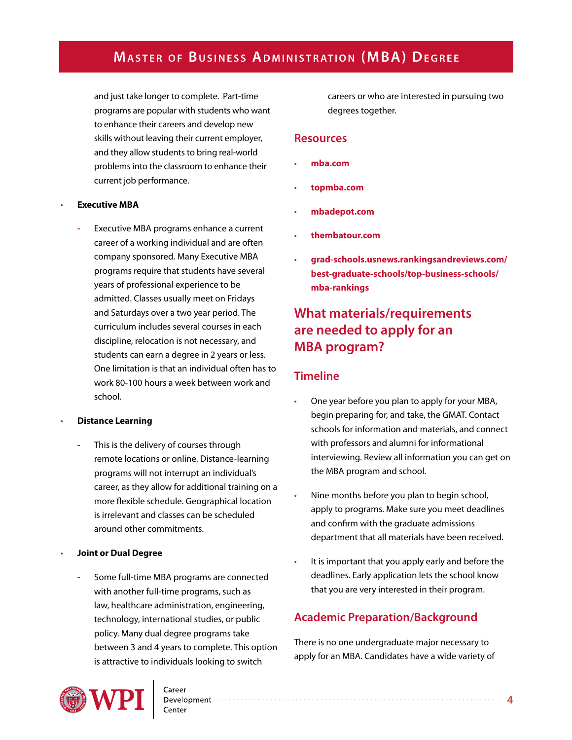and just take longer to complete. Part-time programs are popular with students who want to enhance their careers and develop new skills without leaving their current employer, and they allow students to bring real-world problems into the classroom to enhance their current job performance.

- **Executive MBA**
  - Executive MBA programs enhance a current career of a working individual and are often company sponsored. Many Executive MBA programs require that students have several years of professional experience to be admitted. Classes usually meet on Fridays and Saturdays over a two year period. The curriculum includes several courses in each discipline, relocation is not necessary, and students can earn a degree in 2 years or less. One limitation is that an individual often has to work 80-100 hours a week between work and school.
- **Distance Learning**
  - This is the delivery of courses through remote locations or online. Distance-learning programs will not interrupt an individual's career, as they allow for additional training on a more flexible schedule. Geographical location is irrelevant and classes can be scheduled around other commitments.
- **Joint or Dual Degree**
  - Some full-time MBA programs are connected with another full-time programs, such as law, healthcare administration, engineering, technology, international studies, or public policy. Many dual degree programs take between 3 and 4 years to complete. This option is attractive to individuals looking to switch careers or who are interested in pursuing two degrees together.

### Resources

- **mba.com**
- **topmba.com**
- **mbadepot.com**
- **thembatour.com**
- **grad-schools.usnews.rankingsandreviews.com/best-graduate-schools/top-business-schools/mba-rankings**

## What materials/requirements are needed to apply for an MBA program?

### Timeline

- One year before you plan to apply for your MBA, begin preparing for, and take, the GMAT. Contact schools for information and materials, and connect with professors and alumni for informational interviewing. Review all information you can get on the MBA program and school.
- Nine months before you plan to begin school, apply to programs. Make sure you meet deadlines and confirm with the graduate admissions department that all materials have been received.
- It is important that you apply early and before the deadlines. Early application lets the school know that you are very interested in their program.

### Academic Preparation/Background

There is no one undergraduate major necessary to apply for an MBA. Candidates have a wide variety of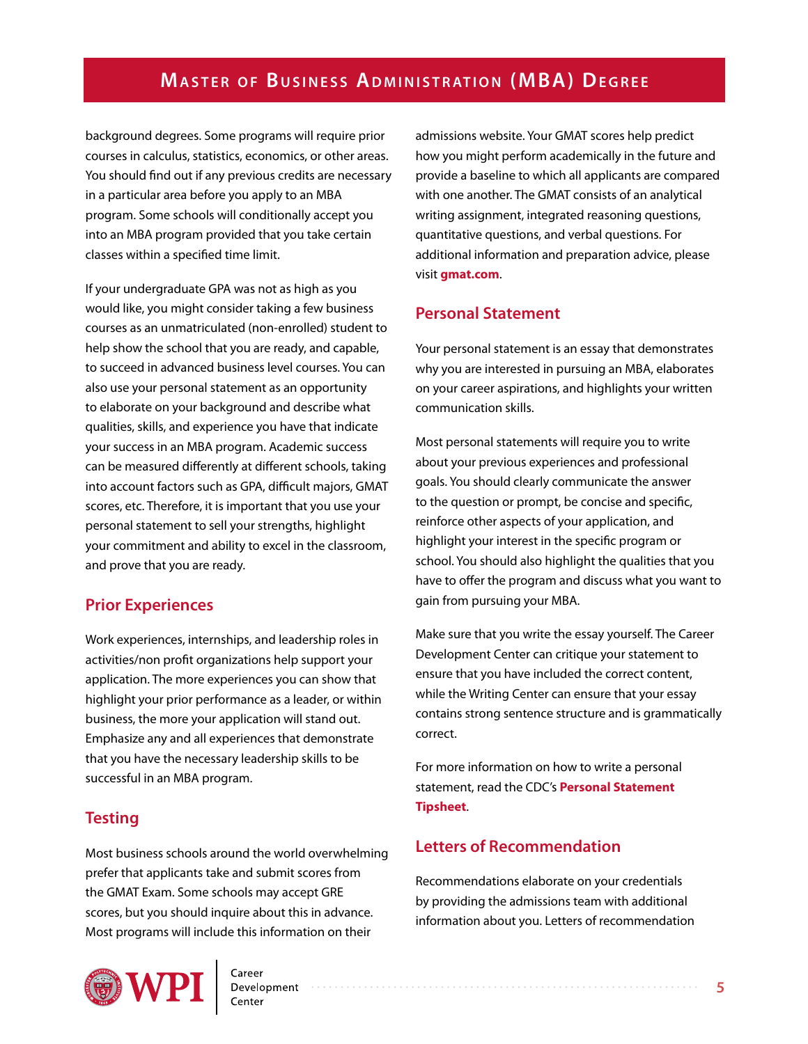background degrees. Some programs will require prior courses in calculus, statistics, economics, or other areas. You should find out if any previous credits are necessary in a particular area before you apply to an MBA program. Some schools will conditionally accept you into an MBA program provided that you take certain classes within a specified time limit.

If your undergraduate GPA was not as high as you would like, you might consider taking a few business courses as an unmatriculated (non-enrolled) student to help show the school that you are ready, and capable, to succeed in advanced business level courses. You can also use your personal statement as an opportunity to elaborate on your background and describe what qualities, skills, and experience you have that indicate your success in an MBA program. Academic success can be measured differently at different schools, taking into account factors such as GPA, difficult majors, GMAT scores, etc. Therefore, it is important that you use your personal statement to sell your strengths, highlight your commitment and ability to excel in the classroom, and prove that you are ready.

## Prior Experiences

Work experiences, internships, and leadership roles in activities/non profit organizations help support your application. The more experiences you can show that highlight your prior performance as a leader, or within business, the more your application will stand out. Emphasize any and all experiences that demonstrate that you have the necessary leadership skills to be successful in an MBA program.

## Testing

Most business schools around the world overwhelming prefer that applicants take and submit scores from the GMAT Exam. Some schools may accept GRE scores, but you should inquire about this in advance. Most programs will include this information on their admissions website. Your GMAT scores help predict how you might perform academically in the future and provide a baseline to which all applicants are compared with one another. The GMAT consists of an analytical writing assignment, integrated reasoning questions, quantitative questions, and verbal questions. For additional information and preparation advice, please visit **gmat.com**.

## Personal Statement

Your personal statement is an essay that demonstrates why you are interested in pursuing an MBA, elaborates on your career aspirations, and highlights your written communication skills.

Most personal statements will require you to write about your previous experiences and professional goals. You should clearly communicate the answer to the question or prompt, be concise and specific, reinforce other aspects of your application, and highlight your interest in the specific program or school. You should also highlight the qualities that you have to offer the program and discuss what you want to gain from pursuing your MBA.

Make sure that you write the essay yourself. The Career Development Center can critique your statement to ensure that you have included the correct content, while the Writing Center can ensure that your essay contains strong sentence structure and is grammatically correct.

For more information on how to write a personal statement, read the CDC's **Personal Statement Tipsheet**.

## Letters of Recommendation

Recommendations elaborate on your credentials by providing the admissions team with additional information about you. Letters of recommendation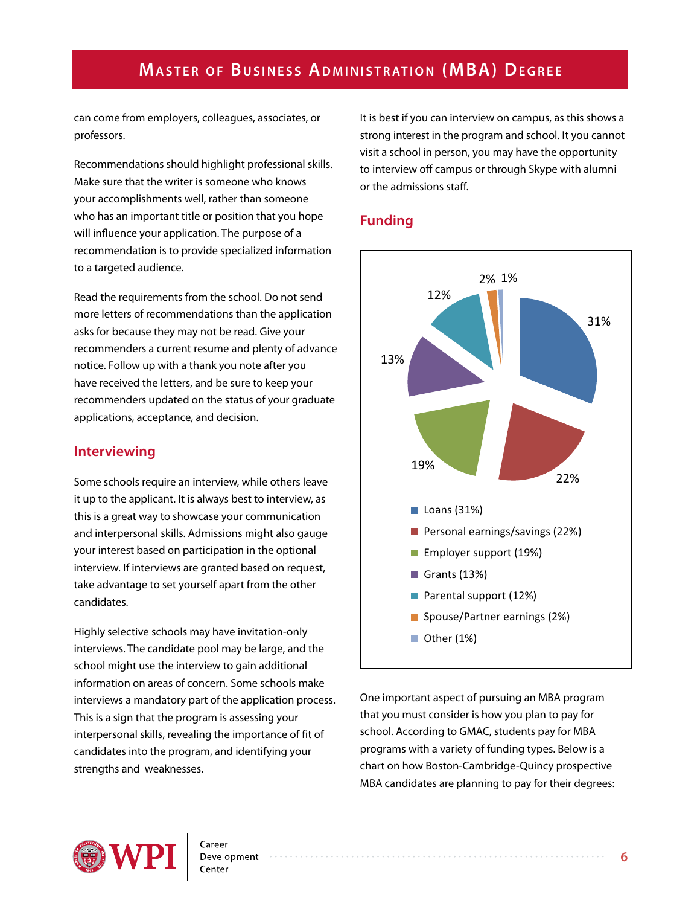can come from employers, colleagues, associates, or professors.

Recommendations should highlight professional skills. Make sure that the writer is someone who knows your accomplishments well, rather than someone who has an important title or position that you hope will influence your application. The purpose of a recommendation is to provide specialized information to a targeted audience.

Read the requirements from the school. Do not send more letters of recommendations than the application asks for because they may not be read. Give your recommenders a current resume and plenty of advance notice. Follow up with a thank you note after you have received the letters, and be sure to keep your recommenders updated on the status of your graduate applications, acceptance, and decision.

## Interviewing

Some schools require an interview, while others leave it up to the applicant. It is always best to interview, as this is a great way to showcase your communication and interpersonal skills. Admissions might also gauge your interest based on participation in the optional interview. If interviews are granted based on request, take advantage to set yourself apart from the other candidates.

Highly selective schools may have invitation-only interviews. The candidate pool may be large, and the school might use the interview to gain additional information on areas of concern. Some schools make interviews a mandatory part of the application process. This is a sign that the program is assessing your interpersonal skills, revealing the importance of fit of candidates into the program, and identifying your strengths and weaknesses.

It is best if you can interview on campus, as this shows a strong interest in the program and school. It you cannot visit a school in person, you may have the opportunity to interview off campus or through Skype with alumni or the admissions staff.

## Funding

- Loans (31%)
- Personal earnings/savings (22%)
- Employer support (19%)
- Grants (13%)
- Parental support (12%)
- Spouse/Partner earnings (2%)
- Other (1%)

One important aspect of pursuing an MBA program that you must consider is how you plan to pay for school. According to GMAC, students pay for MBA programs with a variety of funding types. Below is a chart on how Boston-Cambridge-Quincy prospective MBA candidates are planning to pay for their degrees: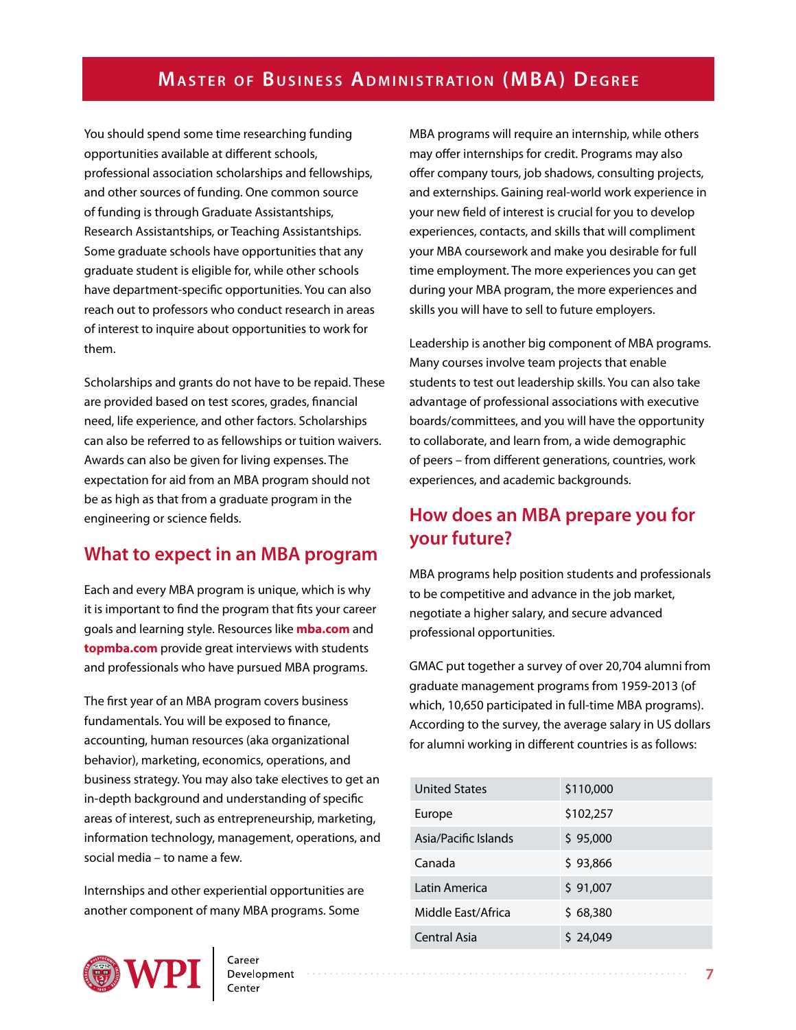## Master of Business Administration (MBA) Degree

You should spend some time researching funding opportunities available at different schools, professional association scholarships and fellowships, and other sources of funding. One common source of funding is through Graduate Assistantships, Research Assistantships, or Teaching Assistantships. Some graduate schools have opportunities that any graduate student is eligible for, while other schools have department-specific opportunities. You can also reach out to professors who conduct research in areas of interest to inquire about opportunities to work for them.

Scholarships and grants do not have to be repaid. These are provided based on test scores, grades, financial need, life experience, and other factors. Scholarships can also be referred to as fellowships or tuition waivers. Awards can also be given for living expenses. The expectation for aid from an MBA program should not be as high as that from a graduate program in the engineering or science fields.

### What to expect in an MBA program

Each and every MBA program is unique, which is why it is important to find the program that fits your career goals and learning style. Resources like **mba.com** and **topmba.com** provide great interviews with students and professionals who have pursued MBA programs.

The first year of an MBA program covers business fundamentals. You will be exposed to finance, accounting, human resources (aka organizational behavior), marketing, economics, operations, and business strategy. You may also take electives to get an in-depth background and understanding of specific areas of interest, such as entrepreneurship, marketing, information technology, management, operations, and social media – to name a few.

Internships and other experiential opportunities are another component of many MBA programs. Some MBA programs will require an internship, while others may offer internships for credit. Programs may also offer company tours, job shadows, consulting projects, and externships. Gaining real-world work experience in your new field of interest is crucial for you to develop experiences, contacts, and skills that will compliment your MBA coursework and make you desirable for full time employment. The more experiences you can get during your MBA program, the more experiences and skills you will have to sell to future employers.

Leadership is another big component of MBA programs. Many courses involve team projects that enable students to test out leadership skills. You can also take advantage of professional associations with executive boards/committees, and you will have the opportunity to collaborate, and learn from, a wide demographic of peers – from different generations, countries, work experiences, and academic backgrounds.

### How does an MBA prepare you for your future?

MBA programs help position students and professionals to be competitive and advance in the job market, negotiate a higher salary, and secure advanced professional opportunities.

GMAC put together a survey of over 20,704 alumni from graduate management programs from 1959-2013 (of which, 10,650 participated in full-time MBA programs). According to the survey, the average salary in US dollars for alumni working in different countries is as follows:

| | |
|---|---|
| United States | $110,000 |
| Europe | $102,257 |
| Asia/Pacific Islands | $ 95,000 |
| Canada | $ 93,866 |
| Latin America | $ 91,007 |
| Middle East/Africa | $ 68,380 |
| Central Asia | $ 24,049 |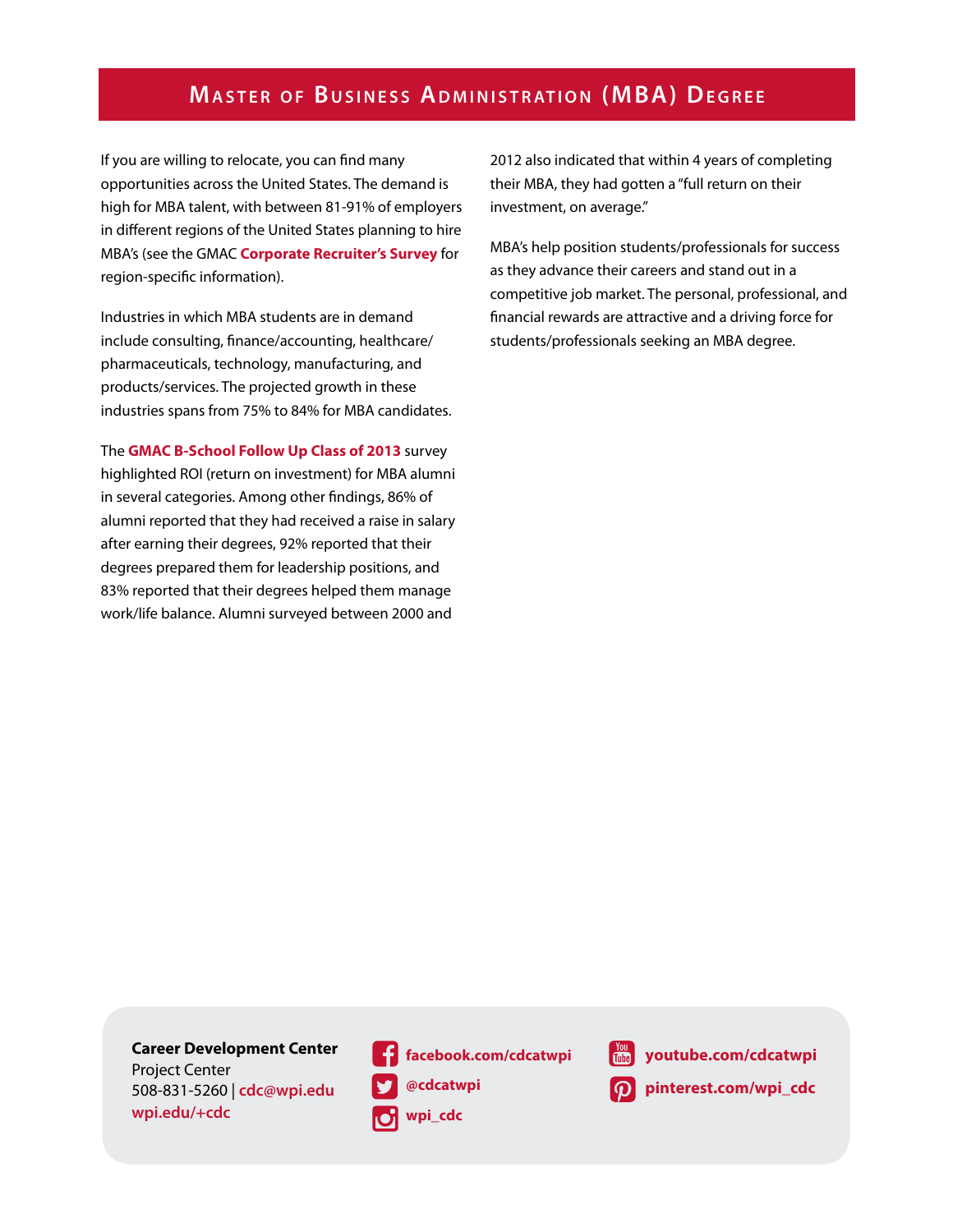# Master of Business Administration (MBA) Degree

If you are willing to relocate, you can find many opportunities across the United States. The demand is high for MBA talent, with between 81-91% of employers in different regions of the United States planning to hire MBA's (see the GMAC **Corporate Recruiter's Survey** for region-specific information).

Industries in which MBA students are in demand include consulting, finance/accounting, healthcare/pharmaceuticals, technology, manufacturing, and products/services. The projected growth in these industries spans from 75% to 84% for MBA candidates.

The **GMAC B-School Follow Up Class of 2013** survey highlighted ROI (return on investment) for MBA alumni in several categories. Among other findings, 86% of alumni reported that they had received a raise in salary after earning their degrees, 92% reported that their degrees prepared them for leadership positions, and 83% reported that their degrees helped them manage work/life balance. Alumni surveyed between 2000 and 2012 also indicated that within 4 years of completing their MBA, they had gotten a "full return on their investment, on average."

MBA's help position students/professionals for success as they advance their careers and stand out in a competitive job market. The personal, professional, and financial rewards are attractive and a driving force for students/professionals seeking an MBA degree.

**Career Development Center**
Project Center
508-831-5260 | **cdc@wpi.edu**
**wpi.edu/+cdc**

**facebook.com/cdcatwpi**
**@cdcatwpi**
**wpi_cdc**
**youtube.com/cdcatwpi**
**pinterest.com/wpi_cdc**